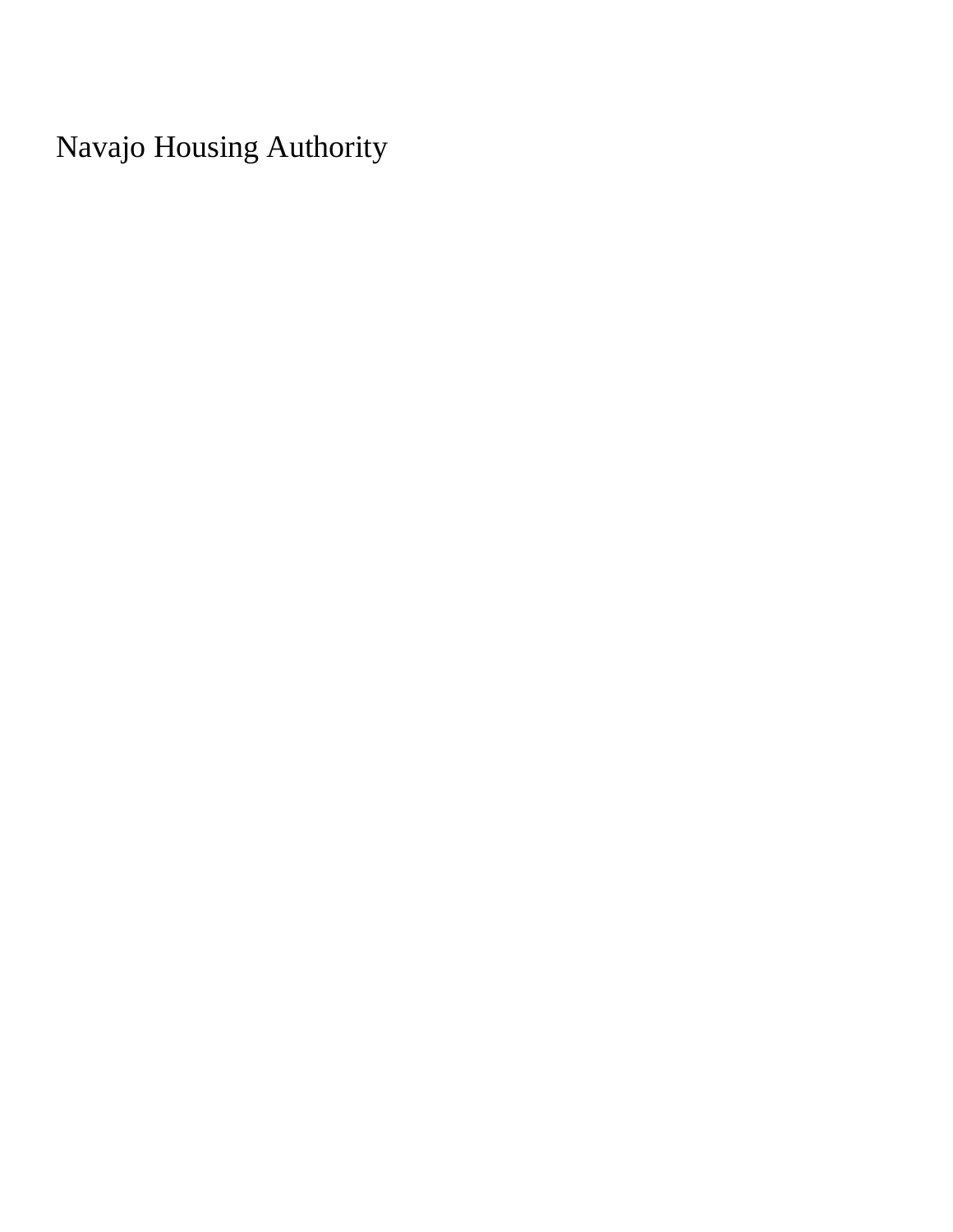Navajo Housing Authority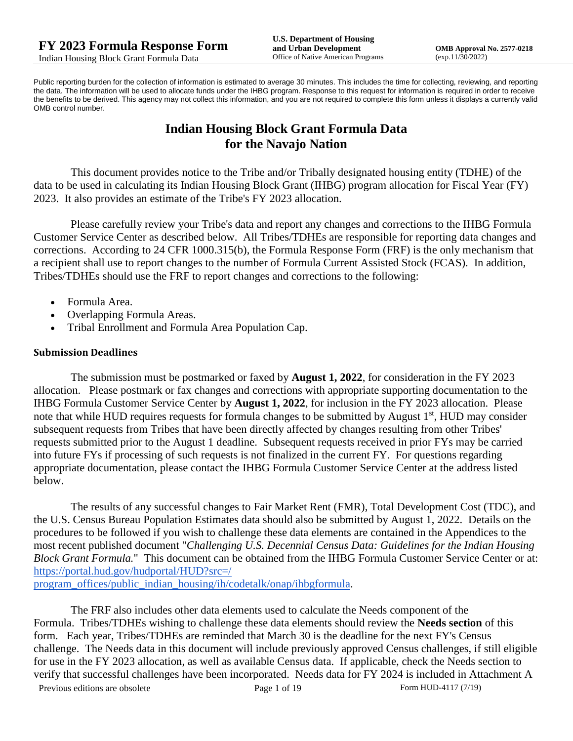Public reporting burden for the collection of information is estimated to average 30 minutes. This includes the time for collecting, reviewing, and reporting the data. The information will be used to allocate funds under the IHBG program. Response to this request for information is required in order to receive the benefits to be derived. This agency may not collect this information, and you are not required to complete this form unless it displays a currently valid OMB control number.

# Indian Housing Block Grant Formula Data for the Navajo Nation

This document provides notice to the Tribe and/or Tribally designated housing entity (TDHE) of the data to be used in calculating its Indian Housing Block Grant (IHBG) program allocation for Fiscal Year (FY) 2023. It also provides an estimate of the Tribe's FY 2023 allocation.

Please carefully review your Tribe's data and report any changes and corrections to the IHBG Formula Customer Service Center as described below. All Tribes/TDHEs are responsible for reporting data changes and corrections. According to 24 CFR 1000.315(b), the Formula Response Form (FRF) is the only mechanism that a recipient shall use to report changes to the number of Formula Current Assisted Stock (FCAS). In addition, Tribes/TDHEs should use the FRF to report changes and corrections to the following:

- Formula Area.
- Overlapping Formula Areas.
- Tribal Enrollment and Formula Area Population Cap.

## Submission Deadlines

The submission must be postmarked or faxed by **August 1, 2022**, for consideration in the FY 2023 allocation. Please postmark or fax changes and corrections with appropriate supporting documentation to the IHBG Formula Customer Service Center by **August 1, 2022**, for inclusion in the FY 2023 allocation. Please note that while HUD requires requests for formula changes to be submitted by August 1st, HUD may consider subsequent requests from Tribes that have been directly affected by changes resulting from other Tribes' requests submitted prior to the August 1 deadline. Subsequent requests received in prior FYs may be carried into future FYs if processing of such requests is not finalized in the current FY. For questions regarding appropriate documentation, please contact the IHBG Formula Customer Service Center at the address listed below.

The results of any successful changes to Fair Market Rent (FMR), Total Development Cost (TDC), and the U.S. Census Bureau Population Estimates data should also be submitted by August 1, 2022. Details on the procedures to be followed if you wish to challenge these data elements are contained in the Appendices to the most recent published document "*Challenging U.S. Decennial Census Data: Guidelines for the Indian Housing Block Grant Formula.*" This document can be obtained from the IHBG Formula Customer Service Center or at: https://portal.hud.gov/hudportal/HUD?src=/program_offices/public_indian_housing/ih/codetalk/onap/ihbgformula.

The FRF also includes other data elements used to calculate the Needs component of the Formula. Tribes/TDHEs wishing to challenge these data elements should review the **Needs section** of this form. Each year, Tribes/TDHEs are reminded that March 30 is the deadline for the next FY's Census challenge. The Needs data in this document will include previously approved Census challenges, if still eligible for use in the FY 2023 allocation, as well as available Census data. If applicable, check the Needs section to verify that successful challenges have been incorporated. Needs data for FY 2024 is included in Attachment A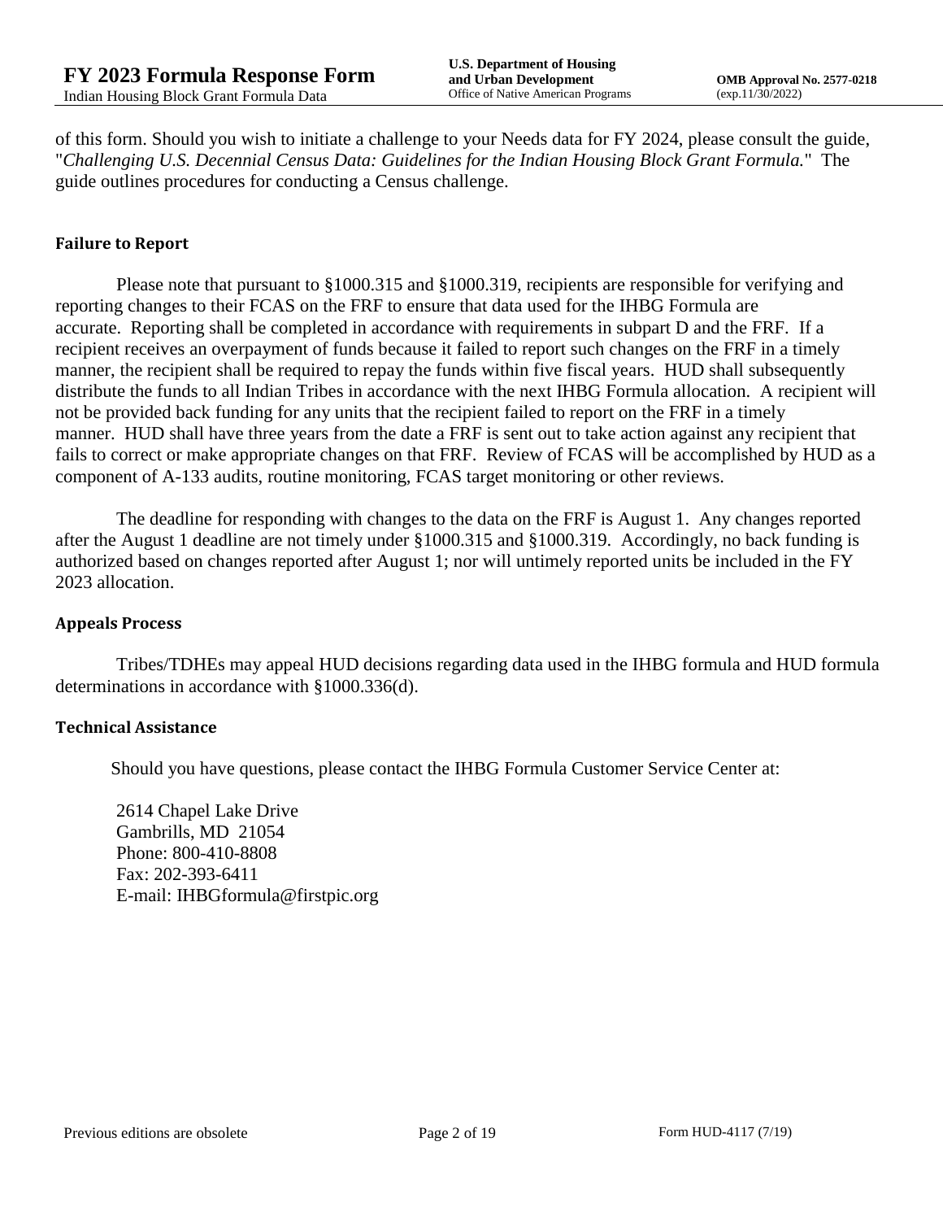of this form. Should you wish to initiate a challenge to your Needs data for FY 2024, please consult the guide, "*Challenging U.S. Decennial Census Data: Guidelines for the Indian Housing Block Grant Formula.*" The guide outlines procedures for conducting a Census challenge.

### Failure to Report

Please note that pursuant to §1000.315 and §1000.319, recipients are responsible for verifying and reporting changes to their FCAS on the FRF to ensure that data used for the IHBG Formula are accurate. Reporting shall be completed in accordance with requirements in subpart D and the FRF. If a recipient receives an overpayment of funds because it failed to report such changes on the FRF in a timely manner, the recipient shall be required to repay the funds within five fiscal years. HUD shall subsequently distribute the funds to all Indian Tribes in accordance with the next IHBG Formula allocation. A recipient will not be provided back funding for any units that the recipient failed to report on the FRF in a timely manner. HUD shall have three years from the date a FRF is sent out to take action against any recipient that fails to correct or make appropriate changes on that FRF. Review of FCAS will be accomplished by HUD as a component of A-133 audits, routine monitoring, FCAS target monitoring or other reviews.

The deadline for responding with changes to the data on the FRF is August 1. Any changes reported after the August 1 deadline are not timely under §1000.315 and §1000.319. Accordingly, no back funding is authorized based on changes reported after August 1; nor will untimely reported units be included in the FY 2023 allocation.

### Appeals Process

Tribes/TDHEs may appeal HUD decisions regarding data used in the IHBG formula and HUD formula determinations in accordance with §1000.336(d).

### Technical Assistance

Should you have questions, please contact the IHBG Formula Customer Service Center at:

2614 Chapel Lake Drive
Gambrills, MD 21054
Phone: 800-410-8808
Fax: 202-393-6411
E-mail: IHBGformula@firstpic.org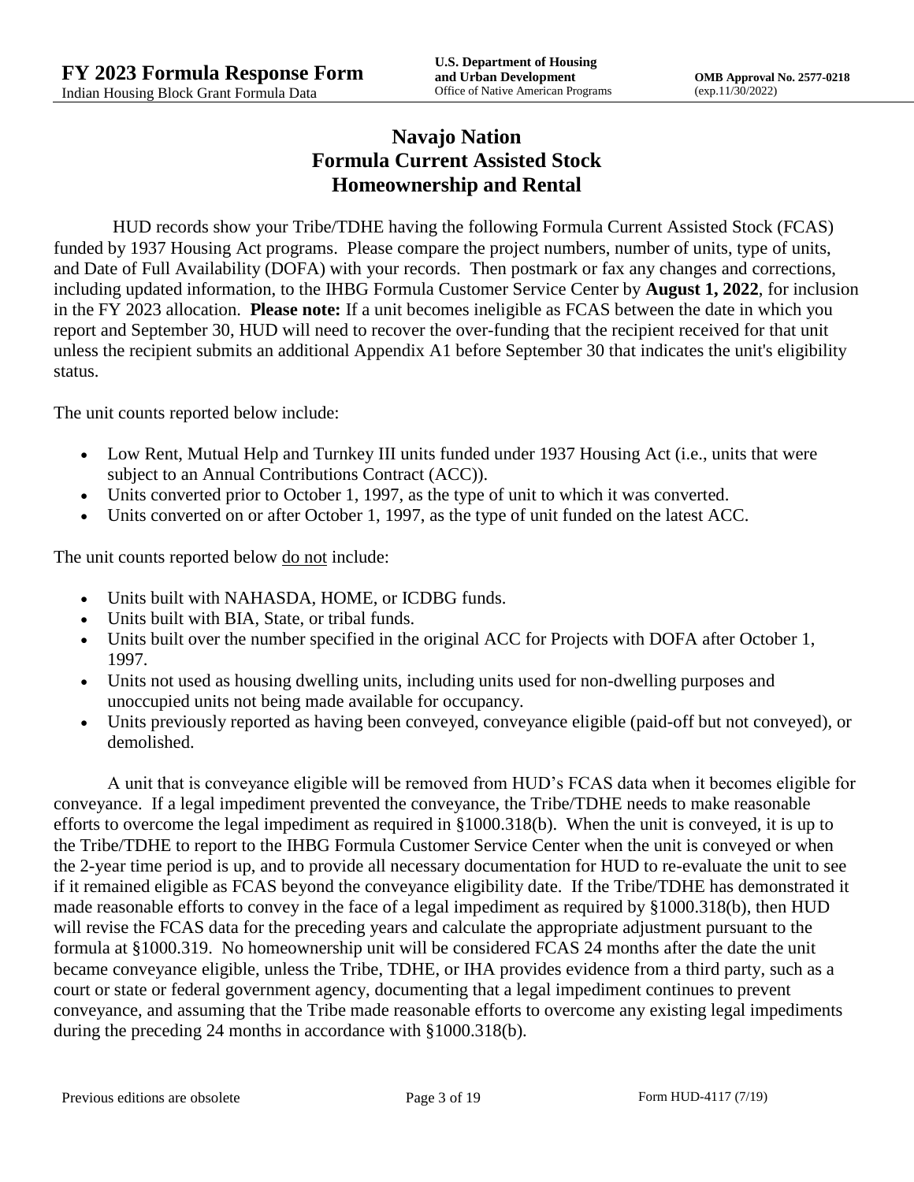# Navajo Nation
# Formula Current Assisted Stock
# Homeownership and Rental

HUD records show your Tribe/TDHE having the following Formula Current Assisted Stock (FCAS) funded by 1937 Housing Act programs. Please compare the project numbers, number of units, type of units, and Date of Full Availability (DOFA) with your records. Then postmark or fax any changes and corrections, including updated information, to the IHBG Formula Customer Service Center by **August 1, 2022**, for inclusion in the FY 2023 allocation. **Please note:** If a unit becomes ineligible as FCAS between the date in which you report and September 30, HUD will need to recover the over-funding that the recipient received for that unit unless the recipient submits an additional Appendix A1 before September 30 that indicates the unit's eligibility status.

The unit counts reported below include:

- Low Rent, Mutual Help and Turnkey III units funded under 1937 Housing Act (i.e., units that were subject to an Annual Contributions Contract (ACC)).
- Units converted prior to October 1, 1997, as the type of unit to which it was converted.
- Units converted on or after October 1, 1997, as the type of unit funded on the latest ACC.

The unit counts reported below do not include:

- Units built with NAHASDA, HOME, or ICDBG funds.
- Units built with BIA, State, or tribal funds.
- Units built over the number specified in the original ACC for Projects with DOFA after October 1, 1997.
- Units not used as housing dwelling units, including units used for non-dwelling purposes and unoccupied units not being made available for occupancy.
- Units previously reported as having been conveyed, conveyance eligible (paid-off but not conveyed), or demolished.

A unit that is conveyance eligible will be removed from HUD's FCAS data when it becomes eligible for conveyance. If a legal impediment prevented the conveyance, the Tribe/TDHE needs to make reasonable efforts to overcome the legal impediment as required in §1000.318(b). When the unit is conveyed, it is up to the Tribe/TDHE to report to the IHBG Formula Customer Service Center when the unit is conveyed or when the 2-year time period is up, and to provide all necessary documentation for HUD to re-evaluate the unit to see if it remained eligible as FCAS beyond the conveyance eligibility date. If the Tribe/TDHE has demonstrated it made reasonable efforts to convey in the face of a legal impediment as required by §1000.318(b), then HUD will revise the FCAS data for the preceding years and calculate the appropriate adjustment pursuant to the formula at §1000.319. No homeownership unit will be considered FCAS 24 months after the date the unit became conveyance eligible, unless the Tribe, TDHE, or IHA provides evidence from a third party, such as a court or state or federal government agency, documenting that a legal impediment continues to prevent conveyance, and assuming that the Tribe made reasonable efforts to overcome any existing legal impediments during the preceding 24 months in accordance with §1000.318(b).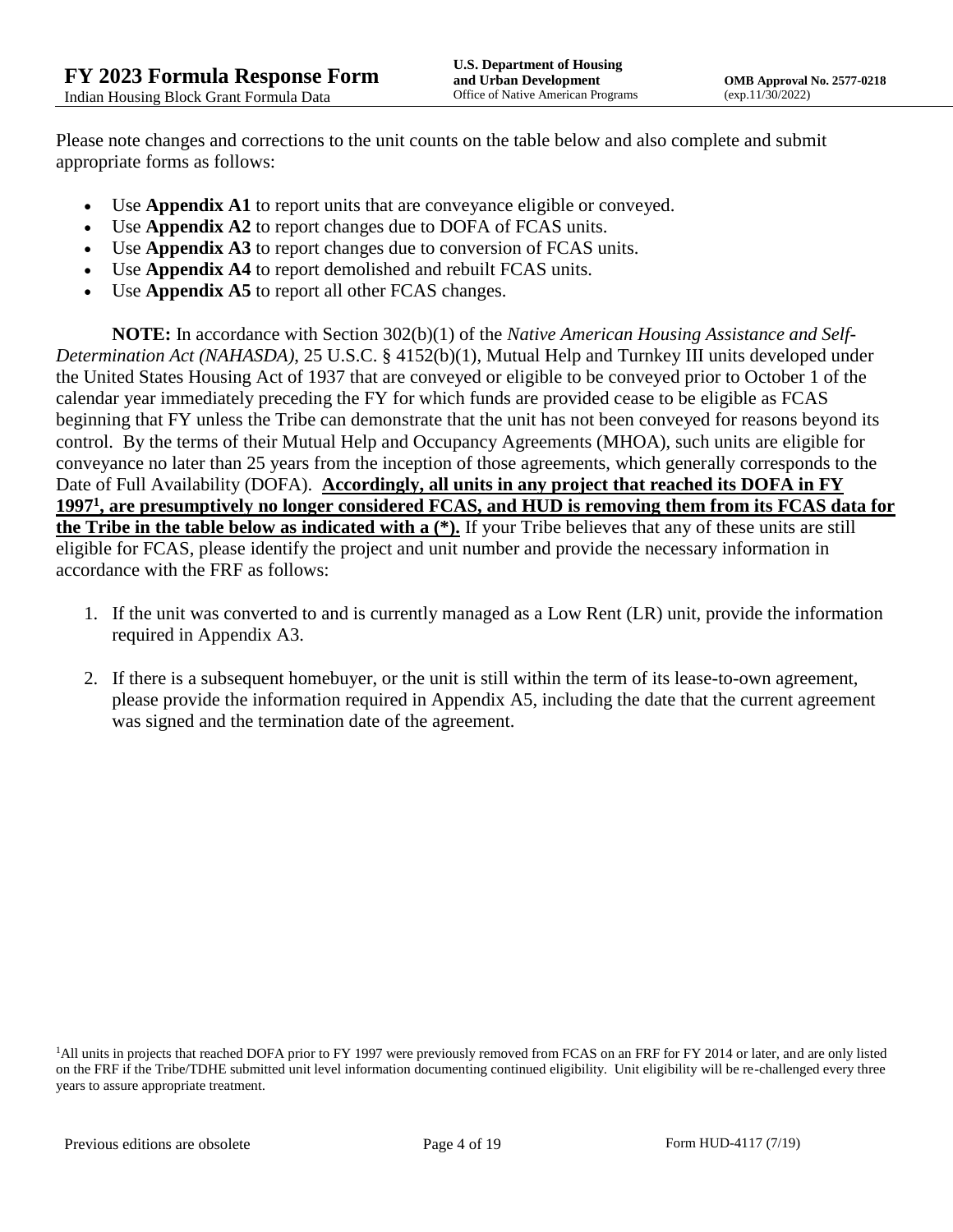Please note changes and corrections to the unit counts on the table below and also complete and submit appropriate forms as follows:

- Use **Appendix A1** to report units that are conveyance eligible or conveyed.
- Use **Appendix A2** to report changes due to DOFA of FCAS units.
- Use **Appendix A3** to report changes due to conversion of FCAS units.
- Use **Appendix A4** to report demolished and rebuilt FCAS units.
- Use **Appendix A5** to report all other FCAS changes.

**NOTE:** In accordance with Section 302(b)(1) of the *Native American Housing Assistance and Self-Determination Act (NAHASDA)*, 25 U.S.C. § 4152(b)(1), Mutual Help and Turnkey III units developed under the United States Housing Act of 1937 that are conveyed or eligible to be conveyed prior to October 1 of the calendar year immediately preceding the FY for which funds are provided cease to be eligible as FCAS beginning that FY unless the Tribe can demonstrate that the unit has not been conveyed for reasons beyond its control. By the terms of their Mutual Help and Occupancy Agreements (MHOA), such units are eligible for conveyance no later than 25 years from the inception of those agreements, which generally corresponds to the Date of Full Availability (DOFA). **Accordingly, all units in any project that reached its DOFA in FY 1997[1], are presumptively no longer considered FCAS, and HUD is removing them from its FCAS data for the Tribe in the table below as indicated with a (*).** If your Tribe believes that any of these units are still eligible for FCAS, please identify the project and unit number and provide the necessary information in accordance with the FRF as follows:

1. If the unit was converted to and is currently managed as a Low Rent (LR) unit, provide the information required in Appendix A3.
2. If there is a subsequent homebuyer, or the unit is still within the term of its lease-to-own agreement, please provide the information required in Appendix A5, including the date that the current agreement was signed and the termination date of the agreement.

[1]All units in projects that reached DOFA prior to FY 1997 were previously removed from FCAS on an FRF for FY 2014 or later, and are only listed on the FRF if the Tribe/TDHE submitted unit level information documenting continued eligibility. Unit eligibility will be re-challenged every three years to assure appropriate treatment.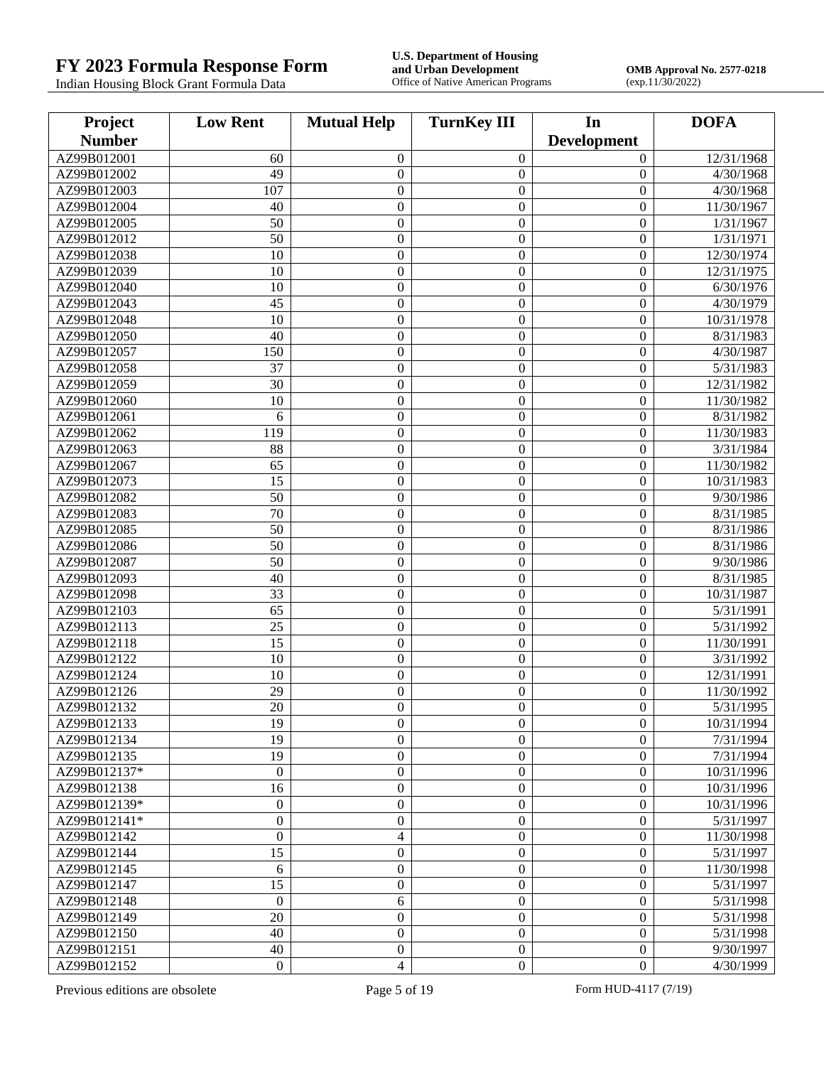| Project Number | Low Rent | Mutual Help | TurnKey III | In Development | DOFA |
| --- | --- | --- | --- | --- | --- |
| AZ99B012001 | 60 | 0 | 0 | 0 | 12/31/1968 |
| AZ99B012002 | 49 | 0 | 0 | 0 | 4/30/1968 |
| AZ99B012003 | 107 | 0 | 0 | 0 | 4/30/1968 |
| AZ99B012004 | 40 | 0 | 0 | 0 | 11/30/1967 |
| AZ99B012005 | 50 | 0 | 0 | 0 | 1/31/1967 |
| AZ99B012012 | 50 | 0 | 0 | 0 | 1/31/1971 |
| AZ99B012038 | 10 | 0 | 0 | 0 | 12/30/1974 |
| AZ99B012039 | 10 | 0 | 0 | 0 | 12/31/1975 |
| AZ99B012040 | 10 | 0 | 0 | 0 | 6/30/1976 |
| AZ99B012043 | 45 | 0 | 0 | 0 | 4/30/1979 |
| AZ99B012048 | 10 | 0 | 0 | 0 | 10/31/1978 |
| AZ99B012050 | 40 | 0 | 0 | 0 | 8/31/1983 |
| AZ99B012057 | 150 | 0 | 0 | 0 | 4/30/1987 |
| AZ99B012058 | 37 | 0 | 0 | 0 | 5/31/1983 |
| AZ99B012059 | 30 | 0 | 0 | 0 | 12/31/1982 |
| AZ99B012060 | 10 | 0 | 0 | 0 | 11/30/1982 |
| AZ99B012061 | 6 | 0 | 0 | 0 | 8/31/1982 |
| AZ99B012062 | 119 | 0 | 0 | 0 | 11/30/1983 |
| AZ99B012063 | 88 | 0 | 0 | 0 | 3/31/1984 |
| AZ99B012067 | 65 | 0 | 0 | 0 | 11/30/1982 |
| AZ99B012073 | 15 | 0 | 0 | 0 | 10/31/1983 |
| AZ99B012082 | 50 | 0 | 0 | 0 | 9/30/1986 |
| AZ99B012083 | 70 | 0 | 0 | 0 | 8/31/1985 |
| AZ99B012085 | 50 | 0 | 0 | 0 | 8/31/1986 |
| AZ99B012086 | 50 | 0 | 0 | 0 | 8/31/1986 |
| AZ99B012087 | 50 | 0 | 0 | 0 | 9/30/1986 |
| AZ99B012093 | 40 | 0 | 0 | 0 | 8/31/1985 |
| AZ99B012098 | 33 | 0 | 0 | 0 | 10/31/1987 |
| AZ99B012103 | 65 | 0 | 0 | 0 | 5/31/1991 |
| AZ99B012113 | 25 | 0 | 0 | 0 | 5/31/1992 |
| AZ99B012118 | 15 | 0 | 0 | 0 | 11/30/1991 |
| AZ99B012122 | 10 | 0 | 0 | 0 | 3/31/1992 |
| AZ99B012124 | 10 | 0 | 0 | 0 | 12/31/1991 |
| AZ99B012126 | 29 | 0 | 0 | 0 | 11/30/1992 |
| AZ99B012132 | 20 | 0 | 0 | 0 | 5/31/1995 |
| AZ99B012133 | 19 | 0 | 0 | 0 | 10/31/1994 |
| AZ99B012134 | 19 | 0 | 0 | 0 | 7/31/1994 |
| AZ99B012135 | 19 | 0 | 0 | 0 | 7/31/1994 |
| AZ99B012137* | 0 | 0 | 0 | 0 | 10/31/1996 |
| AZ99B012138 | 16 | 0 | 0 | 0 | 10/31/1996 |
| AZ99B012139* | 0 | 0 | 0 | 0 | 10/31/1996 |
| AZ99B012141* | 0 | 0 | 0 | 0 | 5/31/1997 |
| AZ99B012142 | 0 | 4 | 0 | 0 | 11/30/1998 |
| AZ99B012144 | 15 | 0 | 0 | 0 | 5/31/1997 |
| AZ99B012145 | 6 | 0 | 0 | 0 | 11/30/1998 |
| AZ99B012147 | 15 | 0 | 0 | 0 | 5/31/1997 |
| AZ99B012148 | 0 | 6 | 0 | 0 | 5/31/1998 |
| AZ99B012149 | 20 | 0 | 0 | 0 | 5/31/1998 |
| AZ99B012150 | 40 | 0 | 0 | 0 | 5/31/1998 |
| AZ99B012151 | 40 | 0 | 0 | 0 | 9/30/1997 |
| AZ99B012152 | 0 | 4 | 0 | 0 | 4/30/1999 |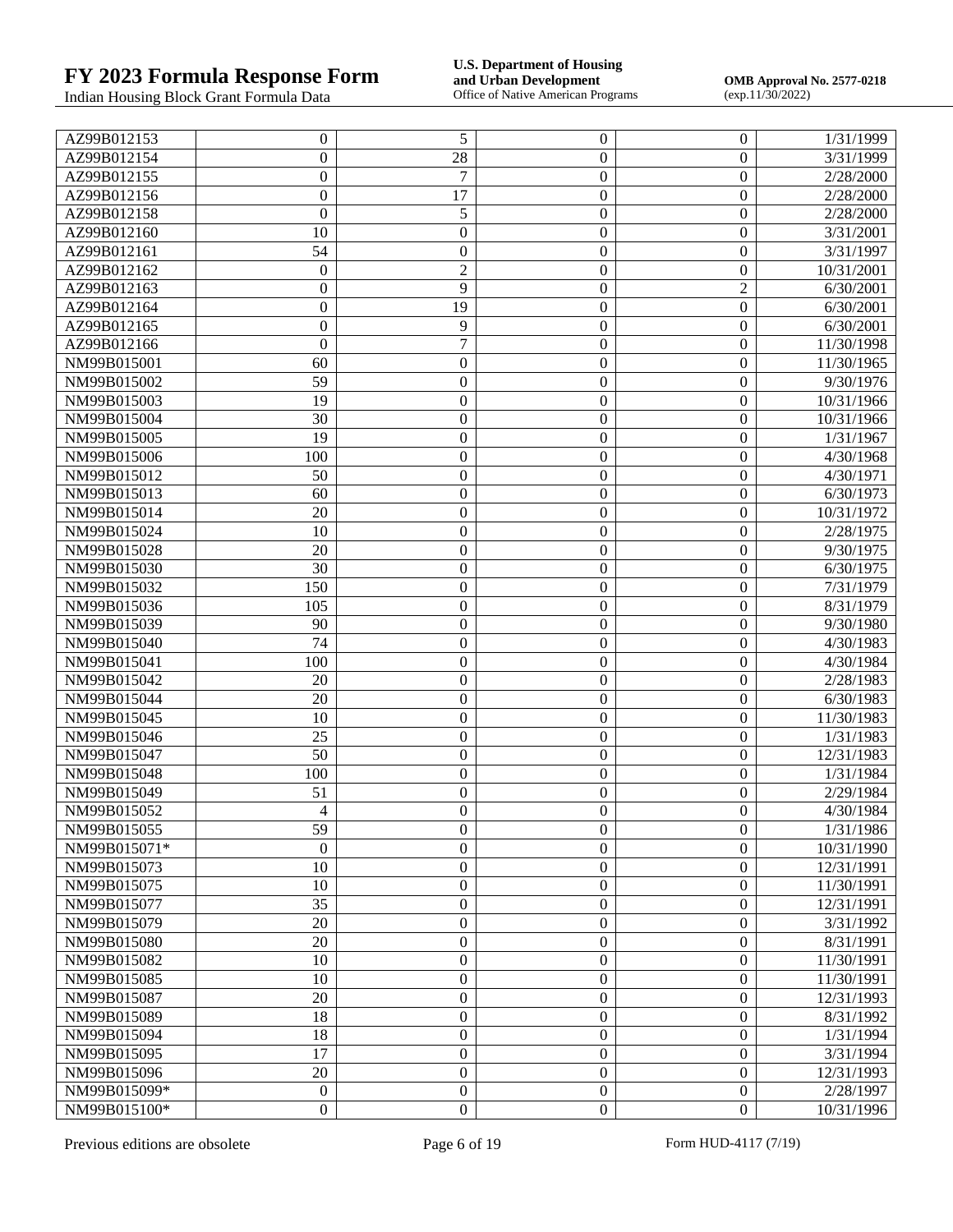| | | | | | |
|---|---|---|---|---|---|
| AZ99B012153 | 0 | 5 | 0 | 0 | 1/31/1999 |
| AZ99B012154 | 0 | 28 | 0 | 0 | 3/31/1999 |
| AZ99B012155 | 0 | 7 | 0 | 0 | 2/28/2000 |
| AZ99B012156 | 0 | 17 | 0 | 0 | 2/28/2000 |
| AZ99B012158 | 0 | 5 | 0 | 0 | 2/28/2000 |
| AZ99B012160 | 10 | 0 | 0 | 0 | 3/31/2001 |
| AZ99B012161 | 54 | 0 | 0 | 0 | 3/31/1997 |
| AZ99B012162 | 0 | 2 | 0 | 0 | 10/31/2001 |
| AZ99B012163 | 0 | 9 | 0 | 2 | 6/30/2001 |
| AZ99B012164 | 0 | 19 | 0 | 0 | 6/30/2001 |
| AZ99B012165 | 0 | 9 | 0 | 0 | 6/30/2001 |
| AZ99B012166 | 0 | 7 | 0 | 0 | 11/30/1998 |
| NM99B015001 | 60 | 0 | 0 | 0 | 11/30/1965 |
| NM99B015002 | 59 | 0 | 0 | 0 | 9/30/1976 |
| NM99B015003 | 19 | 0 | 0 | 0 | 10/31/1966 |
| NM99B015004 | 30 | 0 | 0 | 0 | 10/31/1966 |
| NM99B015005 | 19 | 0 | 0 | 0 | 1/31/1967 |
| NM99B015006 | 100 | 0 | 0 | 0 | 4/30/1968 |
| NM99B015012 | 50 | 0 | 0 | 0 | 4/30/1971 |
| NM99B015013 | 60 | 0 | 0 | 0 | 6/30/1973 |
| NM99B015014 | 20 | 0 | 0 | 0 | 10/31/1972 |
| NM99B015024 | 10 | 0 | 0 | 0 | 2/28/1975 |
| NM99B015028 | 20 | 0 | 0 | 0 | 9/30/1975 |
| NM99B015030 | 30 | 0 | 0 | 0 | 6/30/1975 |
| NM99B015032 | 150 | 0 | 0 | 0 | 7/31/1979 |
| NM99B015036 | 105 | 0 | 0 | 0 | 8/31/1979 |
| NM99B015039 | 90 | 0 | 0 | 0 | 9/30/1980 |
| NM99B015040 | 74 | 0 | 0 | 0 | 4/30/1983 |
| NM99B015041 | 100 | 0 | 0 | 0 | 4/30/1984 |
| NM99B015042 | 20 | 0 | 0 | 0 | 2/28/1983 |
| NM99B015044 | 20 | 0 | 0 | 0 | 6/30/1983 |
| NM99B015045 | 10 | 0 | 0 | 0 | 11/30/1983 |
| NM99B015046 | 25 | 0 | 0 | 0 | 1/31/1983 |
| NM99B015047 | 50 | 0 | 0 | 0 | 12/31/1983 |
| NM99B015048 | 100 | 0 | 0 | 0 | 1/31/1984 |
| NM99B015049 | 51 | 0 | 0 | 0 | 2/29/1984 |
| NM99B015052 | 4 | 0 | 0 | 0 | 4/30/1984 |
| NM99B015055 | 59 | 0 | 0 | 0 | 1/31/1986 |
| NM99B015071* | 0 | 0 | 0 | 0 | 10/31/1990 |
| NM99B015073 | 10 | 0 | 0 | 0 | 12/31/1991 |
| NM99B015075 | 10 | 0 | 0 | 0 | 11/30/1991 |
| NM99B015077 | 35 | 0 | 0 | 0 | 12/31/1991 |
| NM99B015079 | 20 | 0 | 0 | 0 | 3/31/1992 |
| NM99B015080 | 20 | 0 | 0 | 0 | 8/31/1991 |
| NM99B015082 | 10 | 0 | 0 | 0 | 11/30/1991 |
| NM99B015085 | 10 | 0 | 0 | 0 | 11/30/1991 |
| NM99B015087 | 20 | 0 | 0 | 0 | 12/31/1993 |
| NM99B015089 | 18 | 0 | 0 | 0 | 8/31/1992 |
| NM99B015094 | 18 | 0 | 0 | 0 | 1/31/1994 |
| NM99B015095 | 17 | 0 | 0 | 0 | 3/31/1994 |
| NM99B015096 | 20 | 0 | 0 | 0 | 12/31/1993 |
| NM99B015099* | 0 | 0 | 0 | 0 | 2/28/1997 |
| NM99B015100* | 0 | 0 | 0 | 0 | 10/31/1996 |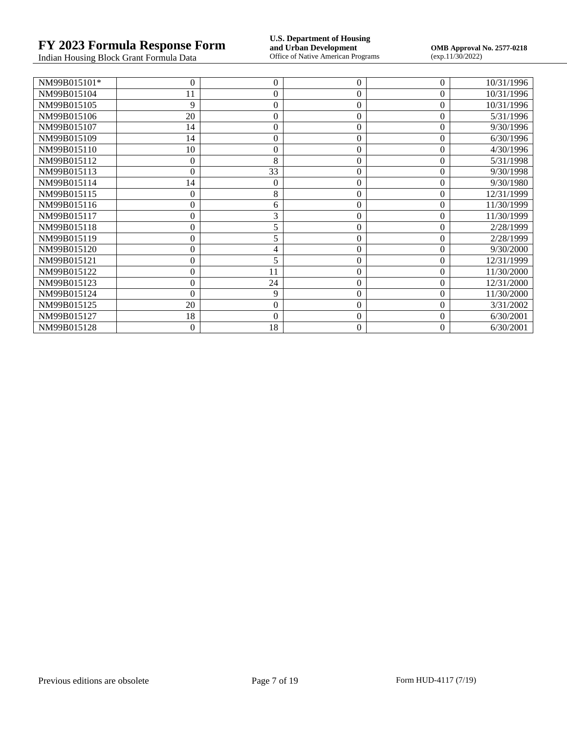| NM99B015101* | 0 | 0 | 0 | 0 | 10/31/1996 |
|---|---|---|---|---|---|
| NM99B015104 | 11 | 0 | 0 | 0 | 10/31/1996 |
| NM99B015105 | 9 | 0 | 0 | 0 | 10/31/1996 |
| NM99B015106 | 20 | 0 | 0 | 0 | 5/31/1996 |
| NM99B015107 | 14 | 0 | 0 | 0 | 9/30/1996 |
| NM99B015109 | 14 | 0 | 0 | 0 | 6/30/1996 |
| NM99B015110 | 10 | 0 | 0 | 0 | 4/30/1996 |
| NM99B015112 | 0 | 8 | 0 | 0 | 5/31/1998 |
| NM99B015113 | 0 | 33 | 0 | 0 | 9/30/1998 |
| NM99B015114 | 14 | 0 | 0 | 0 | 9/30/1980 |
| NM99B015115 | 0 | 8 | 0 | 0 | 12/31/1999 |
| NM99B015116 | 0 | 6 | 0 | 0 | 11/30/1999 |
| NM99B015117 | 0 | 3 | 0 | 0 | 11/30/1999 |
| NM99B015118 | 0 | 5 | 0 | 0 | 2/28/1999 |
| NM99B015119 | 0 | 5 | 0 | 0 | 2/28/1999 |
| NM99B015120 | 0 | 4 | 0 | 0 | 9/30/2000 |
| NM99B015121 | 0 | 5 | 0 | 0 | 12/31/1999 |
| NM99B015122 | 0 | 11 | 0 | 0 | 11/30/2000 |
| NM99B015123 | 0 | 24 | 0 | 0 | 12/31/2000 |
| NM99B015124 | 0 | 9 | 0 | 0 | 11/30/2000 |
| NM99B015125 | 20 | 0 | 0 | 0 | 3/31/2002 |
| NM99B015127 | 18 | 0 | 0 | 0 | 6/30/2001 |
| NM99B015128 | 0 | 18 | 0 | 0 | 6/30/2001 |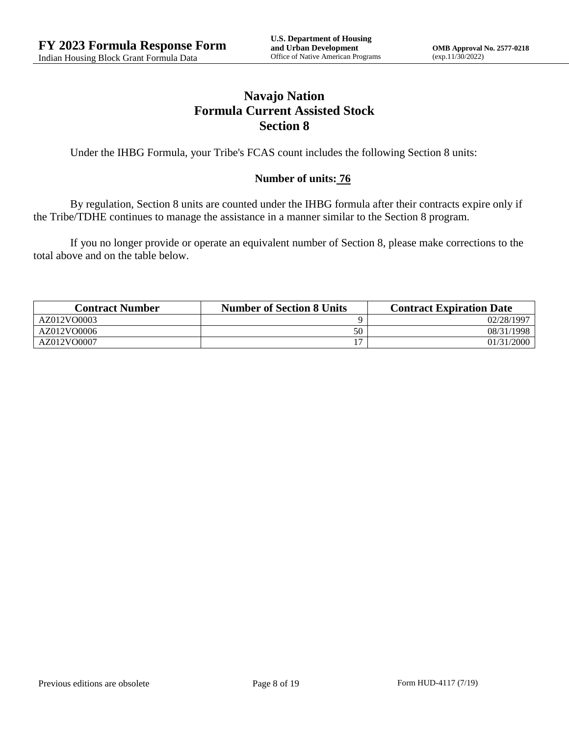# Navajo Nation
# Formula Current Assisted Stock
# Section 8

Under the IHBG Formula, your Tribe's FCAS count includes the following Section 8 units:

**Number of units: 76**

By regulation, Section 8 units are counted under the IHBG formula after their contracts expire only if the Tribe/TDHE continues to manage the assistance in a manner similar to the Section 8 program.

If you no longer provide or operate an equivalent number of Section 8, please make corrections to the total above and on the table below.

| Contract Number | Number of Section 8 Units | Contract Expiration Date |
|---|---|---|
| AZ012VO0003 | 9 | 02/28/1997 |
| AZ012VO0006 | 50 | 08/31/1998 |
| AZ012VO0007 | 17 | 01/31/2000 |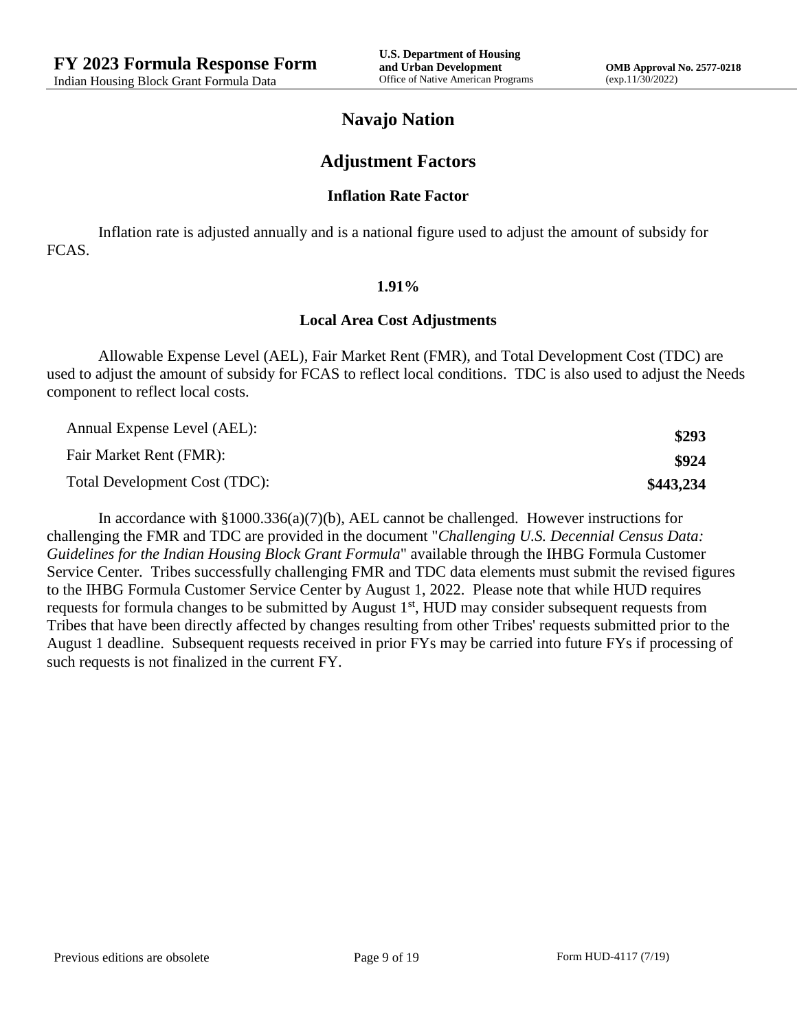# Navajo Nation

## Adjustment Factors

### Inflation Rate Factor

Inflation rate is adjusted annually and is a national figure used to adjust the amount of subsidy for FCAS.

**1.91%**

### Local Area Cost Adjustments

Allowable Expense Level (AEL), Fair Market Rent (FMR), and Total Development Cost (TDC) are used to adjust the amount of subsidy for FCAS to reflect local conditions. TDC is also used to adjust the Needs component to reflect local costs.

| | |
|---|---|
| Annual Expense Level (AEL): | **$293** |
| Fair Market Rent (FMR): | **$924** |
| Total Development Cost (TDC): | **$443,234** |

In accordance with §1000.336(a)(7)(b), AEL cannot be challenged. However instructions for challenging the FMR and TDC are provided in the document "*Challenging U.S. Decennial Census Data: Guidelines for the Indian Housing Block Grant Formula*" available through the IHBG Formula Customer Service Center. Tribes successfully challenging FMR and TDC data elements must submit the revised figures to the IHBG Formula Customer Service Center by August 1, 2022. Please note that while HUD requires requests for formula changes to be submitted by August 1st, HUD may consider subsequent requests from Tribes that have been directly affected by changes resulting from other Tribes' requests submitted prior to the August 1 deadline. Subsequent requests received in prior FYs may be carried into future FYs if processing of such requests is not finalized in the current FY.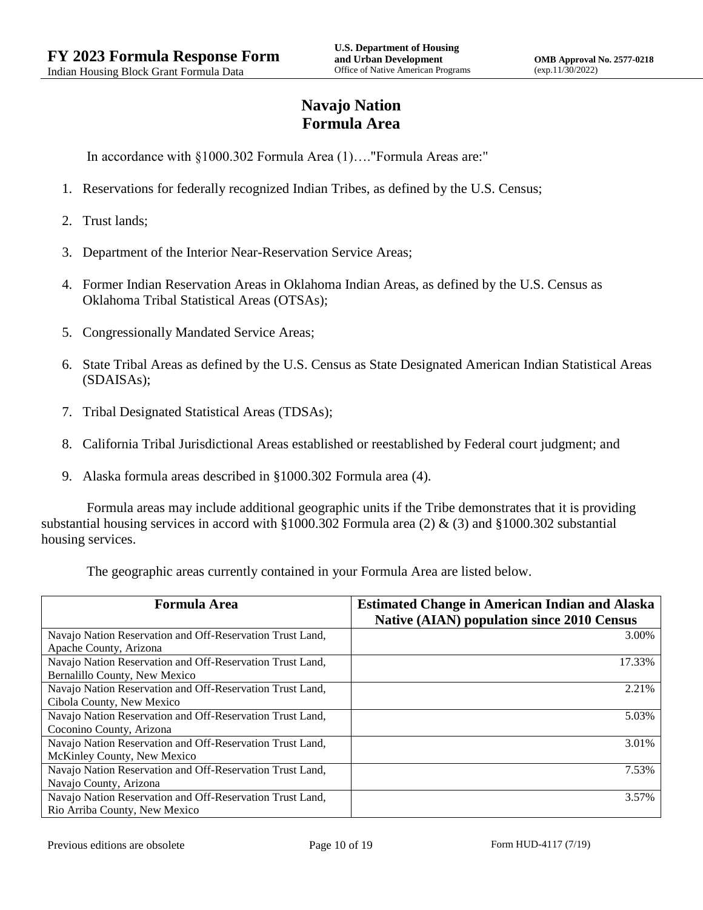# Navajo Nation
# Formula Area

In accordance with §1000.302 Formula Area (1)…."Formula Areas are:"

1. Reservations for federally recognized Indian Tribes, as defined by the U.S. Census;
2. Trust lands;
3. Department of the Interior Near-Reservation Service Areas;
4. Former Indian Reservation Areas in Oklahoma Indian Areas, as defined by the U.S. Census as Oklahoma Tribal Statistical Areas (OTSAs);
5. Congressionally Mandated Service Areas;
6. State Tribal Areas as defined by the U.S. Census as State Designated American Indian Statistical Areas (SDAISAs);
7. Tribal Designated Statistical Areas (TDSAs);
8. California Tribal Jurisdictional Areas established or reestablished by Federal court judgment; and
9. Alaska formula areas described in §1000.302 Formula area (4).

Formula areas may include additional geographic units if the Tribe demonstrates that it is providing substantial housing services in accord with §1000.302 Formula area (2) & (3) and §1000.302 substantial housing services.

The geographic areas currently contained in your Formula Area are listed below.

| Formula Area | Estimated Change in American Indian and Alaska Native (AIAN) population since 2010 Census |
|---|---|
| Navajo Nation Reservation and Off-Reservation Trust Land, Apache County, Arizona | 3.00% |
| Navajo Nation Reservation and Off-Reservation Trust Land, Bernalillo County, New Mexico | 17.33% |
| Navajo Nation Reservation and Off-Reservation Trust Land, Cibola County, New Mexico | 2.21% |
| Navajo Nation Reservation and Off-Reservation Trust Land, Coconino County, Arizona | 5.03% |
| Navajo Nation Reservation and Off-Reservation Trust Land, McKinley County, New Mexico | 3.01% |
| Navajo Nation Reservation and Off-Reservation Trust Land, Navajo County, Arizona | 7.53% |
| Navajo Nation Reservation and Off-Reservation Trust Land, Rio Arriba County, New Mexico | 3.57% |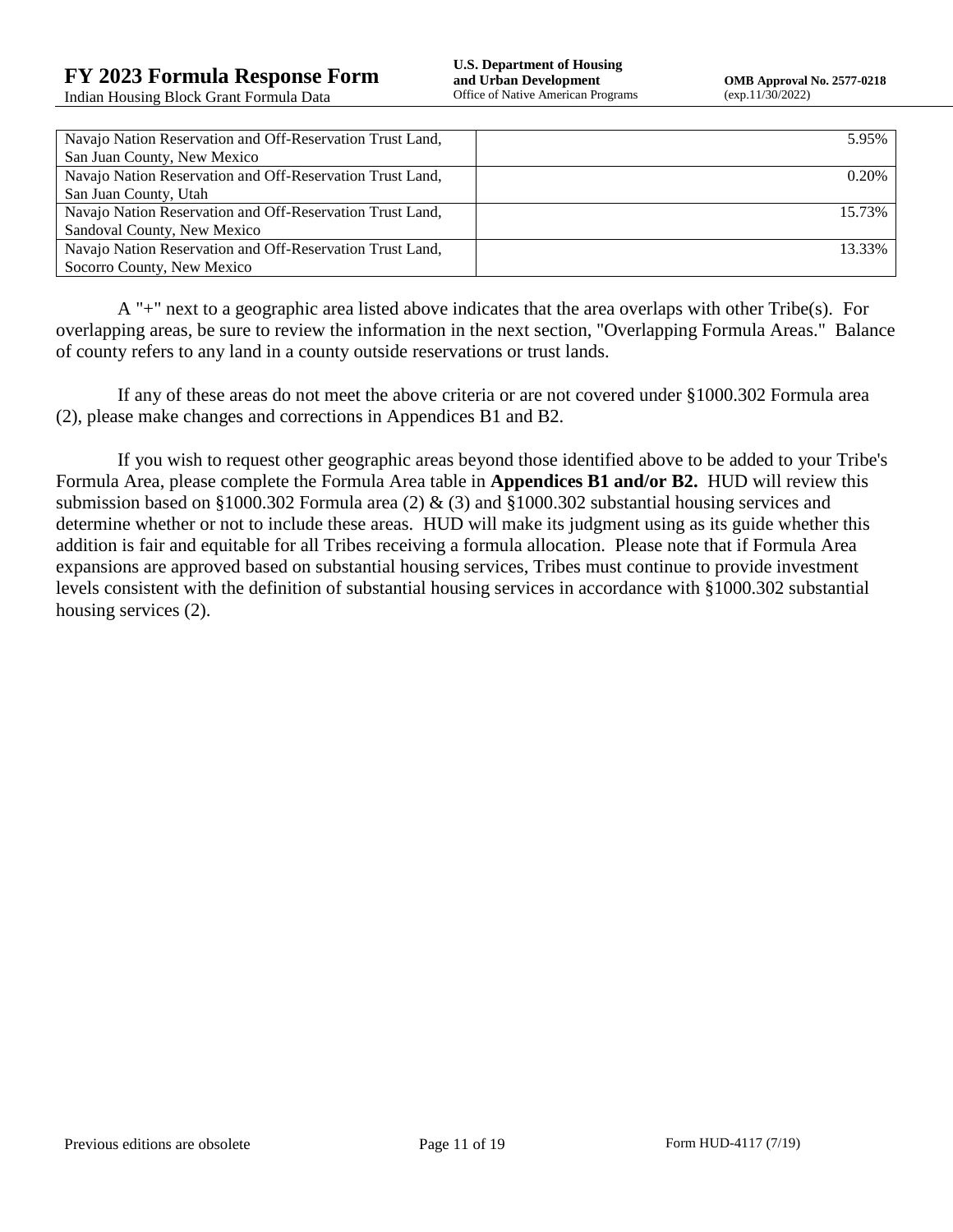| | |
|---|---|
| Navajo Nation Reservation and Off-Reservation Trust Land, San Juan County, New Mexico | 5.95% |
| Navajo Nation Reservation and Off-Reservation Trust Land, San Juan County, Utah | 0.20% |
| Navajo Nation Reservation and Off-Reservation Trust Land, Sandoval County, New Mexico | 15.73% |
| Navajo Nation Reservation and Off-Reservation Trust Land, Socorro County, New Mexico | 13.33% |

A "+" next to a geographic area listed above indicates that the area overlaps with other Tribe(s). For overlapping areas, be sure to review the information in the next section, "Overlapping Formula Areas." Balance of county refers to any land in a county outside reservations or trust lands.

If any of these areas do not meet the above criteria or are not covered under §1000.302 Formula area (2), please make changes and corrections in Appendices B1 and B2.

If you wish to request other geographic areas beyond those identified above to be added to your Tribe's Formula Area, please complete the Formula Area table in **Appendices B1 and/or B2.** HUD will review this submission based on §1000.302 Formula area (2) & (3) and §1000.302 substantial housing services and determine whether or not to include these areas. HUD will make its judgment using as its guide whether this addition is fair and equitable for all Tribes receiving a formula allocation. Please note that if Formula Area expansions are approved based on substantial housing services, Tribes must continue to provide investment levels consistent with the definition of substantial housing services in accordance with §1000.302 substantial housing services (2).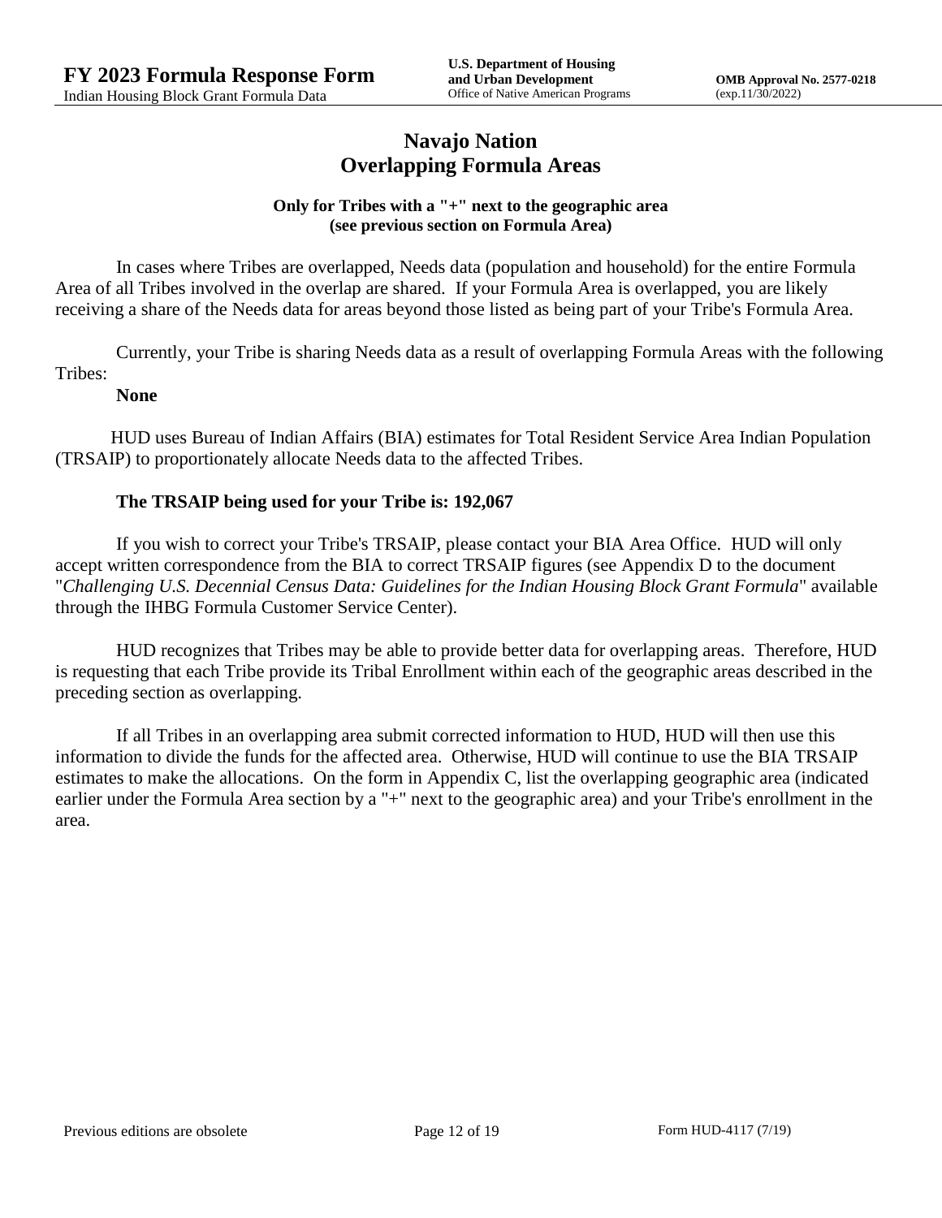# Navajo Nation
# Overlapping Formula Areas

**Only for Tribes with a "+" next to the geographic area (see previous section on Formula Area)**

In cases where Tribes are overlapped, Needs data (population and household) for the entire Formula Area of all Tribes involved in the overlap are shared. If your Formula Area is overlapped, you are likely receiving a share of the Needs data for areas beyond those listed as being part of your Tribe's Formula Area.

Currently, your Tribe is sharing Needs data as a result of overlapping Formula Areas with the following Tribes:

**None**

HUD uses Bureau of Indian Affairs (BIA) estimates for Total Resident Service Area Indian Population (TRSAIP) to proportionately allocate Needs data to the affected Tribes.

**The TRSAIP being used for your Tribe is: 192,067**

If you wish to correct your Tribe's TRSAIP, please contact your BIA Area Office. HUD will only accept written correspondence from the BIA to correct TRSAIP figures (see Appendix D to the document "*Challenging U.S. Decennial Census Data: Guidelines for the Indian Housing Block Grant Formula*" available through the IHBG Formula Customer Service Center).

HUD recognizes that Tribes may be able to provide better data for overlapping areas. Therefore, HUD is requesting that each Tribe provide its Tribal Enrollment within each of the geographic areas described in the preceding section as overlapping.

If all Tribes in an overlapping area submit corrected information to HUD, HUD will then use this information to divide the funds for the affected area. Otherwise, HUD will continue to use the BIA TRSAIP estimates to make the allocations. On the form in Appendix C, list the overlapping geographic area (indicated earlier under the Formula Area section by a "+" next to the geographic area) and your Tribe's enrollment in the area.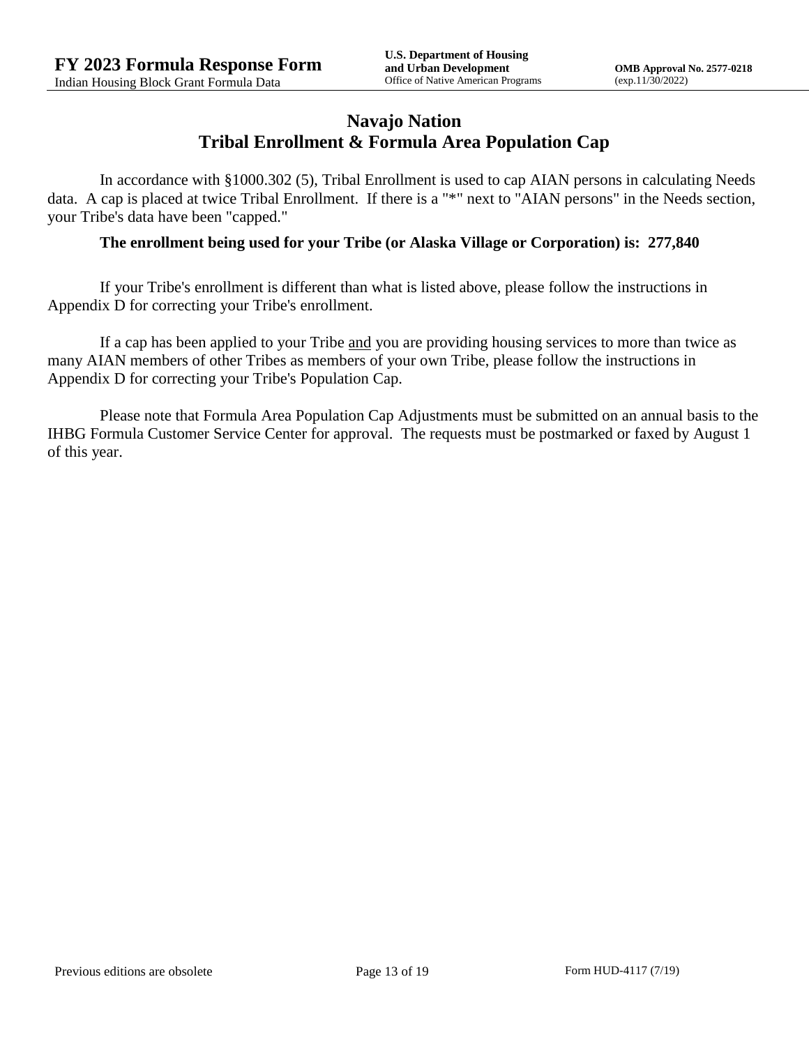# Navajo Nation
## Tribal Enrollment & Formula Area Population Cap

In accordance with §1000.302 (5), Tribal Enrollment is used to cap AIAN persons in calculating Needs data. A cap is placed at twice Tribal Enrollment. If there is a "*" next to "AIAN persons" in the Needs section, your Tribe's data have been "capped."

**The enrollment being used for your Tribe (or Alaska Village or Corporation) is: 277,840**

If your Tribe's enrollment is different than what is listed above, please follow the instructions in Appendix D for correcting your Tribe's enrollment.

If a cap has been applied to your Tribe <u>and</u> you are providing housing services to more than twice as many AIAN members of other Tribes as members of your own Tribe, please follow the instructions in Appendix D for correcting your Tribe's Population Cap.

Please note that Formula Area Population Cap Adjustments must be submitted on an annual basis to the IHBG Formula Customer Service Center for approval. The requests must be postmarked or faxed by August 1 of this year.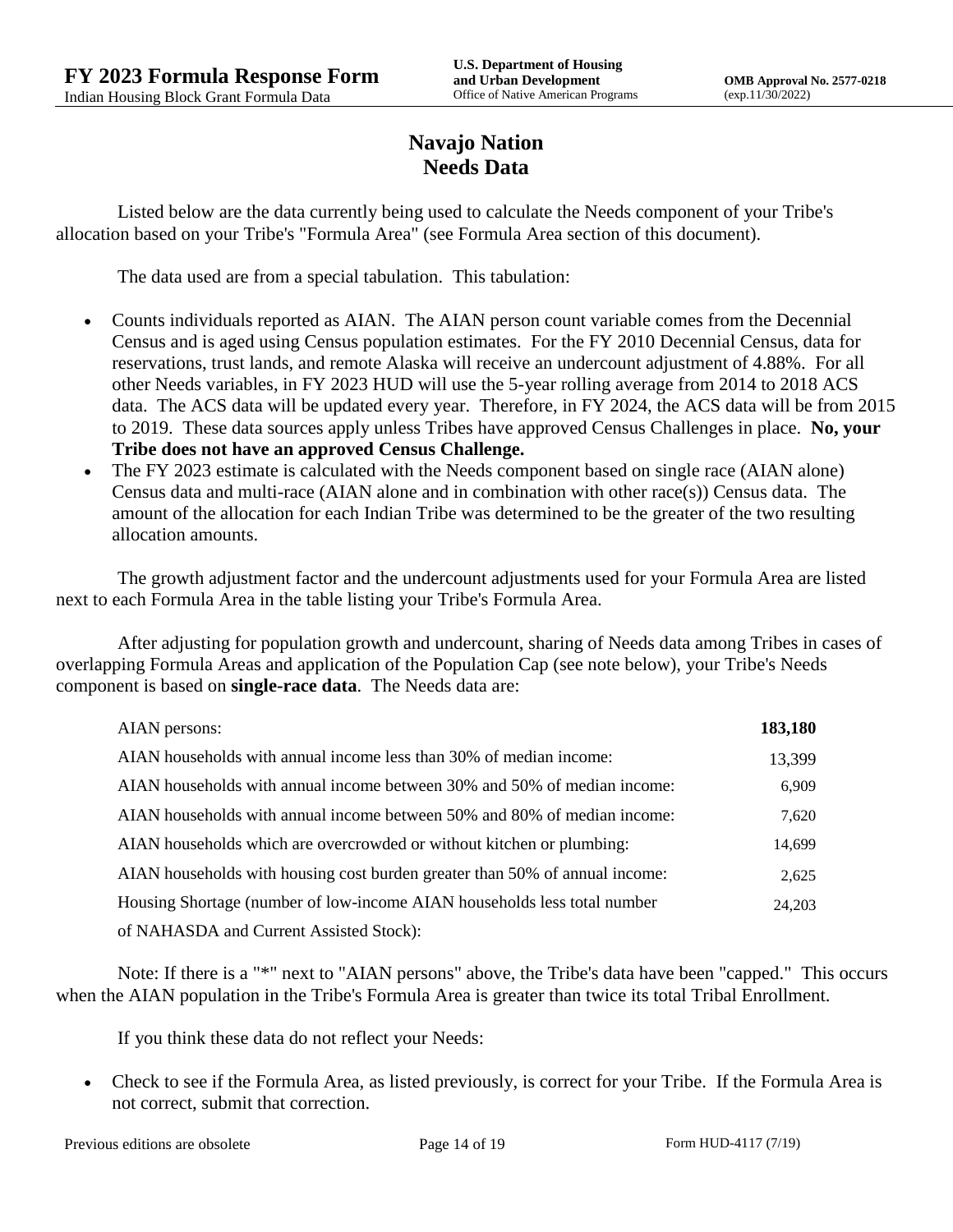# Navajo Nation
# Needs Data

Listed below are the data currently being used to calculate the Needs component of your Tribe's allocation based on your Tribe's "Formula Area" (see Formula Area section of this document).

The data used are from a special tabulation. This tabulation:

- Counts individuals reported as AIAN. The AIAN person count variable comes from the Decennial Census and is aged using Census population estimates. For the FY 2010 Decennial Census, data for reservations, trust lands, and remote Alaska will receive an undercount adjustment of 4.88%. For all other Needs variables, in FY 2023 HUD will use the 5-year rolling average from 2014 to 2018 ACS data. The ACS data will be updated every year. Therefore, in FY 2024, the ACS data will be from 2015 to 2019. These data sources apply unless Tribes have approved Census Challenges in place. **No, your Tribe does not have an approved Census Challenge.**
- The FY 2023 estimate is calculated with the Needs component based on single race (AIAN alone) Census data and multi-race (AIAN alone and in combination with other race(s)) Census data. The amount of the allocation for each Indian Tribe was determined to be the greater of the two resulting allocation amounts.

The growth adjustment factor and the undercount adjustments used for your Formula Area are listed next to each Formula Area in the table listing your Tribe's Formula Area.

After adjusting for population growth and undercount, sharing of Needs data among Tribes in cases of overlapping Formula Areas and application of the Population Cap (see note below), your Tribe's Needs component is based on **single-race data**. The Needs data are:

| | |
|---|---|
| AIAN persons: | **183,180** |
| AIAN households with annual income less than 30% of median income: | 13,399 |
| AIAN households with annual income between 30% and 50% of median income: | 6,909 |
| AIAN households with annual income between 50% and 80% of median income: | 7,620 |
| AIAN households which are overcrowded or without kitchen or plumbing: | 14,699 |
| AIAN households with housing cost burden greater than 50% of annual income: | 2,625 |
| Housing Shortage (number of low-income AIAN households less total number of NAHASDA and Current Assisted Stock): | 24,203 |

Note: If there is a "*" next to "AIAN persons" above, the Tribe's data have been "capped." This occurs when the AIAN population in the Tribe's Formula Area is greater than twice its total Tribal Enrollment.

If you think these data do not reflect your Needs:

- Check to see if the Formula Area, as listed previously, is correct for your Tribe. If the Formula Area is not correct, submit that correction.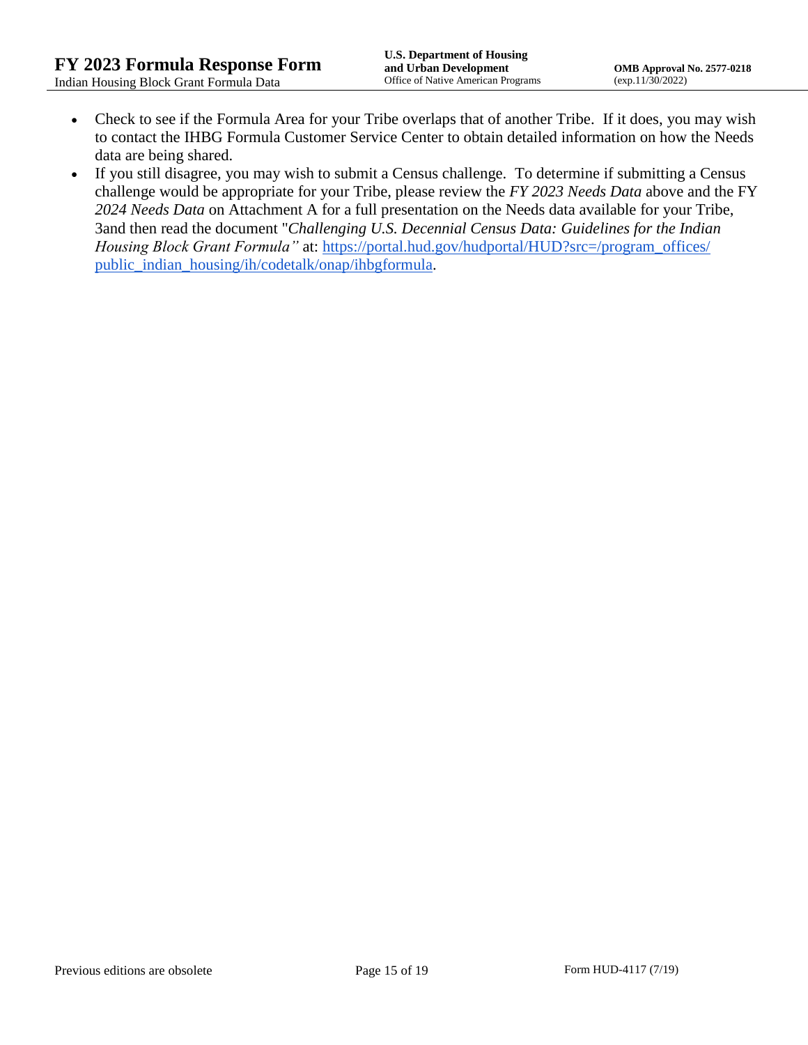- Check to see if the Formula Area for your Tribe overlaps that of another Tribe. If it does, you may wish to contact the IHBG Formula Customer Service Center to obtain detailed information on how the Needs data are being shared.
- If you still disagree, you may wish to submit a Census challenge. To determine if submitting a Census challenge would be appropriate for your Tribe, please review the *FY 2023 Needs Data* above and the FY *2024 Needs Data* on Attachment A for a full presentation on the Needs data available for your Tribe, 3and then read the document "*Challenging U.S. Decennial Census Data: Guidelines for the Indian Housing Block Grant Formula"* at: [https://portal.hud.gov/hudportal/HUD?src=/program_offices/public_indian_housing/ih/codetalk/onap/ihbgformula](https://portal.hud.gov/hudportal/HUD?src=/program_offices/public_indian_housing/ih/codetalk/onap/ihbgformula).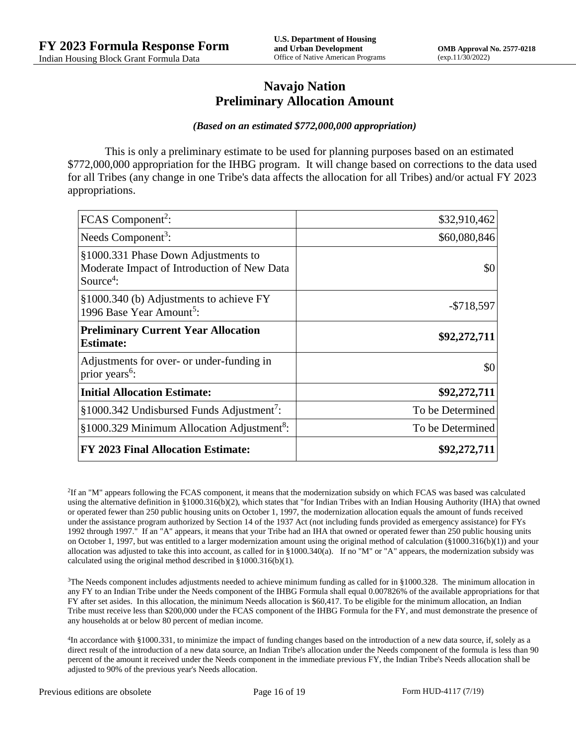# Navajo Nation
## Preliminary Allocation Amount

***(Based on an estimated $772,000,000 appropriation)***

This is only a preliminary estimate to be used for planning purposes based on an estimated $772,000,000 appropriation for the IHBG program. It will change based on corrections to the data used for all Tribes (any change in one Tribe's data affects the allocation for all Tribes) and/or actual FY 2023 appropriations.

| | |
|---|---|
| FCAS Component[2]: | $32,910,462 |
| Needs Component[3]: | $60,080,846 |
| §1000.331 Phase Down Adjustments to Moderate Impact of Introduction of New Data Source[4]: | $0 |
| §1000.340 (b) Adjustments to achieve FY 1996 Base Year Amount[5]: | -$718,597 |
| **Preliminary Current Year Allocation Estimate:** | **$92,272,711** |
| Adjustments for over- or under-funding in prior years[6]: | $0 |
| **Initial Allocation Estimate:** | **$92,272,711** |
| §1000.342 Undisbursed Funds Adjustment[7]: | To be Determined |
| §1000.329 Minimum Allocation Adjustment[8]: | To be Determined |
| **FY 2023 Final Allocation Estimate:** | **$92,272,711** |

[2]If an "M" appears following the FCAS component, it means that the modernization subsidy on which FCAS was based was calculated using the alternative definition in §1000.316(b)(2), which states that "for Indian Tribes with an Indian Housing Authority (IHA) that owned or operated fewer than 250 public housing units on October 1, 1997, the modernization allocation equals the amount of funds received under the assistance program authorized by Section 14 of the 1937 Act (not including funds provided as emergency assistance) for FYs 1992 through 1997." If an "A" appears, it means that your Tribe had an IHA that owned or operated fewer than 250 public housing units on October 1, 1997, but was entitled to a larger modernization amount using the original method of calculation (§1000.316(b)(1)) and your allocation was adjusted to take this into account, as called for in §1000.340(a). If no "M" or "A" appears, the modernization subsidy was calculated using the original method described in §1000.316(b)(1).

[3]The Needs component includes adjustments needed to achieve minimum funding as called for in §1000.328. The minimum allocation in any FY to an Indian Tribe under the Needs component of the IHBG Formula shall equal 0.007826% of the available appropriations for that FY after set asides. In this allocation, the minimum Needs allocation is $60,417. To be eligible for the minimum allocation, an Indian Tribe must receive less than $200,000 under the FCAS component of the IHBG Formula for the FY, and must demonstrate the presence of any households at or below 80 percent of median income.

[4]In accordance with §1000.331, to minimize the impact of funding changes based on the introduction of a new data source, if, solely as a direct result of the introduction of a new data source, an Indian Tribe's allocation under the Needs component of the formula is less than 90 percent of the amount it received under the Needs component in the immediate previous FY, the Indian Tribe's Needs allocation shall be adjusted to 90% of the previous year's Needs allocation.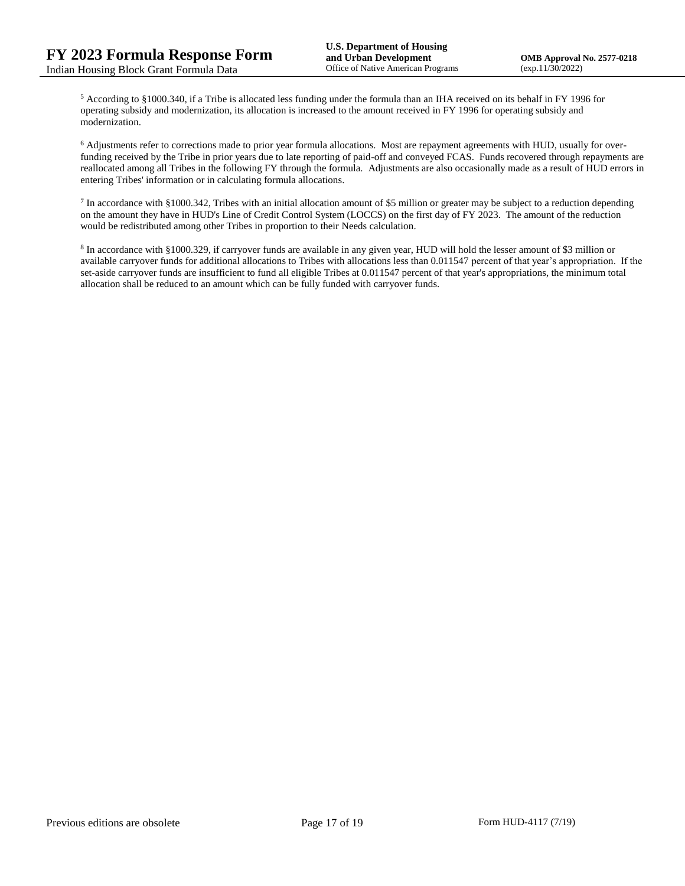[5] According to §1000.340, if a Tribe is allocated less funding under the formula than an IHA received on its behalf in FY 1996 for operating subsidy and modernization, its allocation is increased to the amount received in FY 1996 for operating subsidy and modernization.

[6] Adjustments refer to corrections made to prior year formula allocations. Most are repayment agreements with HUD, usually for over-funding received by the Tribe in prior years due to late reporting of paid-off and conveyed FCAS. Funds recovered through repayments are reallocated among all Tribes in the following FY through the formula. Adjustments are also occasionally made as a result of HUD errors in entering Tribes' information or in calculating formula allocations.

[7] In accordance with §1000.342, Tribes with an initial allocation amount of $5 million or greater may be subject to a reduction depending on the amount they have in HUD's Line of Credit Control System (LOCCS) on the first day of FY 2023. The amount of the reduction would be redistributed among other Tribes in proportion to their Needs calculation.

[8] In accordance with §1000.329, if carryover funds are available in any given year, HUD will hold the lesser amount of $3 million or available carryover funds for additional allocations to Tribes with allocations less than 0.011547 percent of that year's appropriation. If the set-aside carryover funds are insufficient to fund all eligible Tribes at 0.011547 percent of that year's appropriations, the minimum total allocation shall be reduced to an amount which can be fully funded with carryover funds.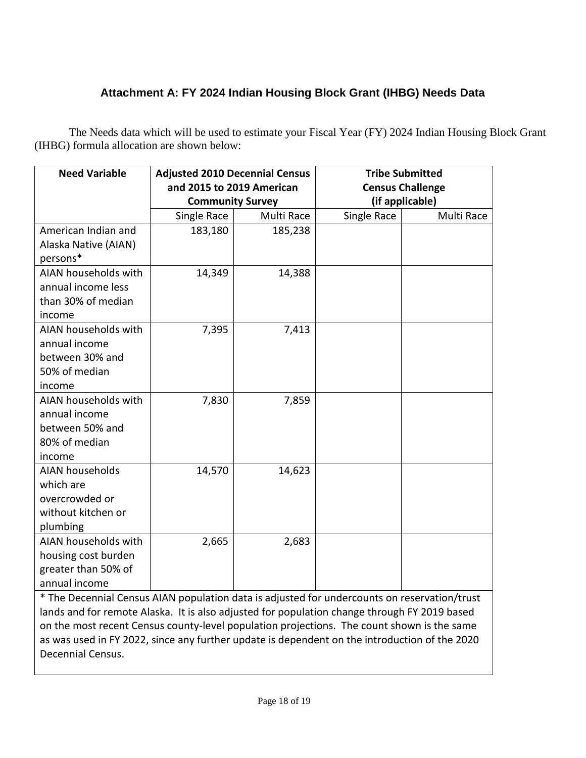## Attachment A: FY 2024 Indian Housing Block Grant (IHBG) Needs Data

The Needs data which will be used to estimate your Fiscal Year (FY) 2024 Indian Housing Block Grant (IHBG) formula allocation are shown below:

| Need Variable | Adjusted 2010 Decennial Census and 2015 to 2019 American Community Survey | | Tribe Submitted Census Challenge (if applicable) | |
|---|---|---|---|---|
| | Single Race | Multi Race | Single Race | Multi Race |
| American Indian and Alaska Native (AIAN) persons* | 183,180 | 185,238 | | |
| AIAN households with annual income less than 30% of median income | 14,349 | 14,388 | | |
| AIAN households with annual income between 30% and 50% of median income | 7,395 | 7,413 | | |
| AIAN households with annual income between 50% and 80% of median income | 7,830 | 7,859 | | |
| AIAN households which are overcrowded or without kitchen or plumbing | 14,570 | 14,623 | | |
| AIAN households with housing cost burden greater than 50% of annual income | 2,665 | 2,683 | | |

* The Decennial Census AIAN population data is adjusted for undercounts on reservation/trust lands and for remote Alaska. It is also adjusted for population change through FY 2019 based on the most recent Census county-level population projections. The count shown is the same as was used in FY 2022, since any further update is dependent on the introduction of the 2020 Decennial Census.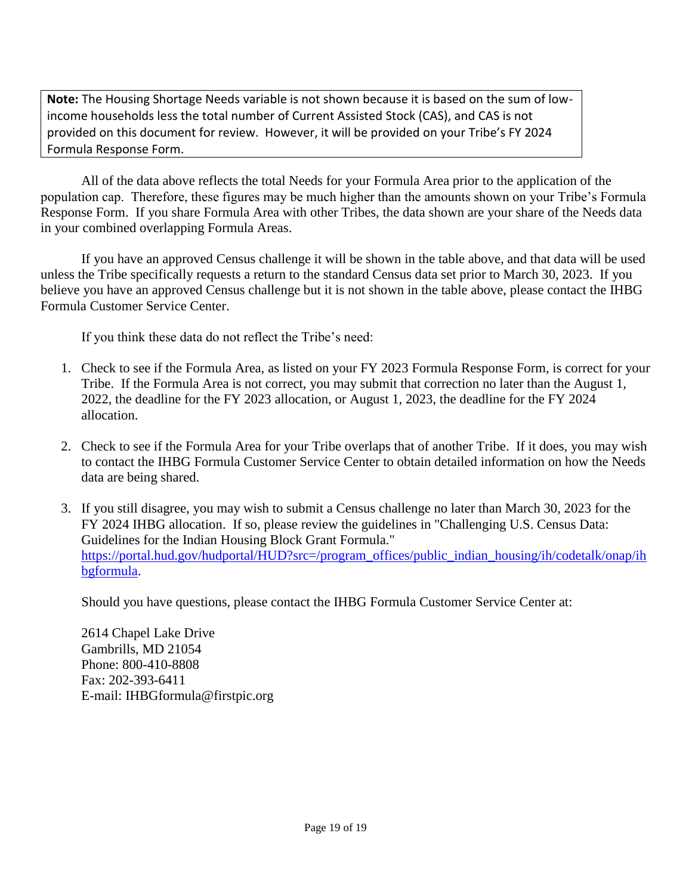> **Note:** The Housing Shortage Needs variable is not shown because it is based on the sum of low-income households less the total number of Current Assisted Stock (CAS), and CAS is not provided on this document for review. However, it will be provided on your Tribe's FY 2024 Formula Response Form.

All of the data above reflects the total Needs for your Formula Area prior to the application of the population cap. Therefore, these figures may be much higher than the amounts shown on your Tribe's Formula Response Form. If you share Formula Area with other Tribes, the data shown are your share of the Needs data in your combined overlapping Formula Areas.

If you have an approved Census challenge it will be shown in the table above, and that data will be used unless the Tribe specifically requests a return to the standard Census data set prior to March 30, 2023. If you believe you have an approved Census challenge but it is not shown in the table above, please contact the IHBG Formula Customer Service Center.

If you think these data do not reflect the Tribe's need:

1. Check to see if the Formula Area, as listed on your FY 2023 Formula Response Form, is correct for your Tribe. If the Formula Area is not correct, you may submit that correction no later than the August 1, 2022, the deadline for the FY 2023 allocation, or August 1, 2023, the deadline for the FY 2024 allocation.

2. Check to see if the Formula Area for your Tribe overlaps that of another Tribe. If it does, you may wish to contact the IHBG Formula Customer Service Center to obtain detailed information on how the Needs data are being shared.

3. If you still disagree, you may wish to submit a Census challenge no later than March 30, 2023 for the FY 2024 IHBG allocation. If so, please review the guidelines in "Challenging U.S. Census Data: Guidelines for the Indian Housing Block Grant Formula." https://portal.hud.gov/hudportal/HUD?src=/program_offices/public_indian_housing/ih/codetalk/onap/ihbgformula.

Should you have questions, please contact the IHBG Formula Customer Service Center at:

2614 Chapel Lake Drive
Gambrills, MD 21054
Phone: 800-410-8808
Fax: 202-393-6411
E-mail: IHBGformula@firstpic.org